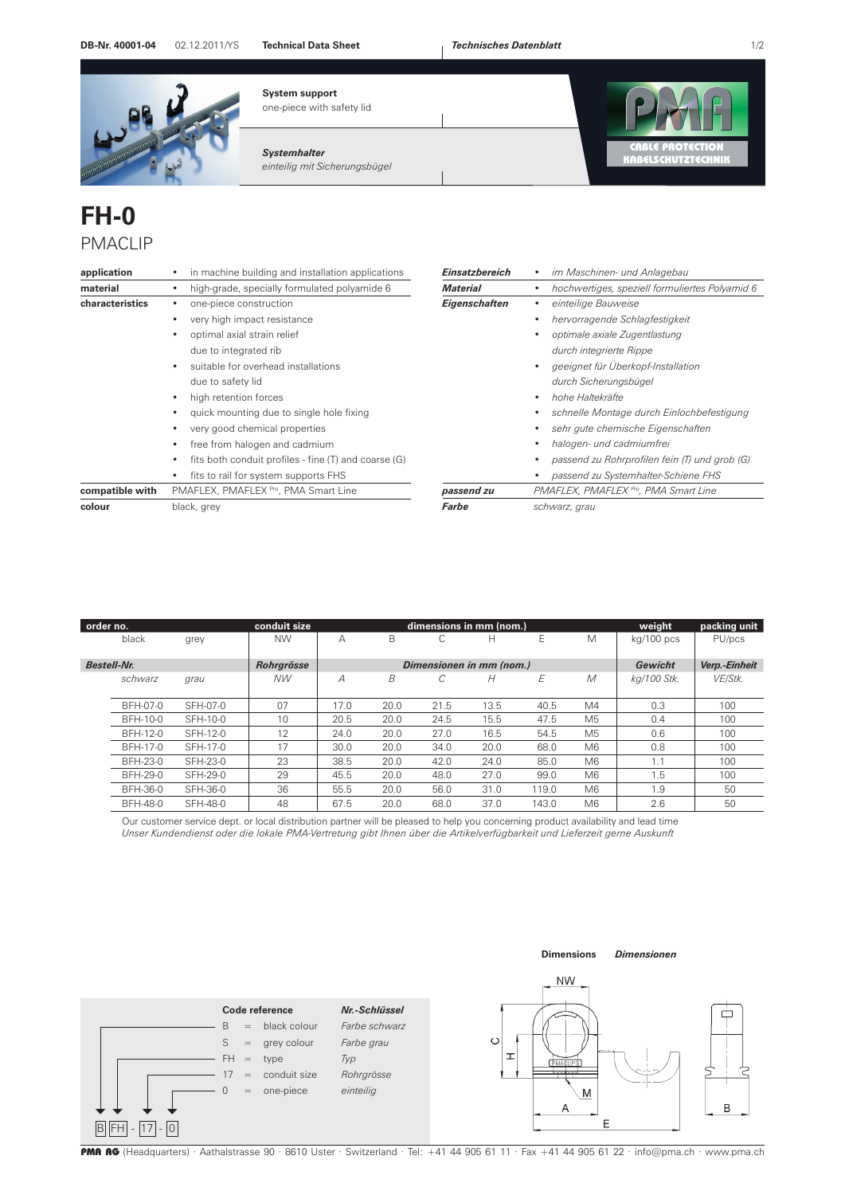**System support**
one-piece with safety lid

***Systemhalter***
*einteilig mit Sicherungsbügel*

CABLE PROTECTION
KABELSCHUTZTECHNIK

# FH-0
## PMACLIP

| | |
|---|---|
| **application** | • in machine building and installation applications |
| **material** | • high-grade, specially formulated polyamide 6 |
| **characteristics** | • one-piece construction<br>• very high impact resistance<br>• optimal axial strain relief due to integrated rib<br>• suitable for overhead installations due to safety lid<br>• high retention forces<br>• quick mounting due to single hole fixing<br>• very good chemical properties<br>• free from halogen and cadmium<br>• fits both conduit profiles - fine (T) and coarse (G)<br>• fits to rail for system supports FHS |
| **compatible with** | PMAFLEX, PMAFLEX Pro, PMA Smart Line |
| **colour** | black, grey |

| | |
|---|---|
| ***Einsatzbereich*** | • *im Maschinen- und Anlagebau* |
| ***Material*** | • *hochwertiges, speziell formuliertes Polyamid 6* |
| ***Eigenschaften*** | • *einteilige Bauweise*<br>• *hervorragende Schlagfestigkeit*<br>• *optimale axiale Zugentlastung durch integrierte Rippe*<br>• *geeignet für Überkopf-Installation durch Sicherungsbügel*<br>• *hohe Haltekräfte*<br>• *schnelle Montage durch Einlochbefestigung*<br>• *sehr gute chemische Eigenschaften*<br>• *halogen- und cadmiumfrei*<br>• *passend zu Rohrprofilen fein (T) und grob (G)*<br>• *passend zu Systemhalter-Schiene FHS* |
| ***passend zu*** | *PMAFLEX, PMAFLEX Pro, PMA Smart Line* |
| ***Farbe*** | *schwarz, grau* |

| order no. / *Bestell-Nr.* | | conduit size / *Rohrgrösse* | dimensions in mm (nom.) / *Dimensionen in mm (nom.)* | | | | | | weight / *Gewicht* | packing unit / *Verp.-Einheit* |
|---|---|---|---|---|---|---|---|---|---|---|
| black / *schwarz* | grey / *grau* | NW / *NW* | A | B | C | H | E | M | kg/100 pcs / *kg/100 Stk.* | PU/pcs / *VE/Stk.* |
| BFH-07-0 | SFH-07-0 | 07 | 17.0 | 20.0 | 21.5 | 13.5 | 40.5 | M4 | 0.3 | 100 |
| BFH-10-0 | SFH-10-0 | 10 | 20.5 | 20.0 | 24.5 | 15.5 | 47.5 | M5 | 0.4 | 100 |
| BFH-12-0 | SFH-12-0 | 12 | 24.0 | 20.0 | 27.0 | 16.5 | 54.5 | M5 | 0.6 | 100 |
| BFH-17-0 | SFH-17-0 | 17 | 30.0 | 20.0 | 34.0 | 20.0 | 68.0 | M6 | 0.8 | 100 |
| BFH-23-0 | SFH-23-0 | 23 | 38.5 | 20.0 | 42.0 | 24.0 | 85.0 | M6 | 1.1 | 100 |
| BFH-29-0 | SFH-29-0 | 29 | 45.5 | 20.0 | 48.0 | 27.0 | 99.0 | M6 | 1.5 | 100 |
| BFH-36-0 | SFH-36-0 | 36 | 55.5 | 20.0 | 56.0 | 31.0 | 119.0 | M6 | 1.9 | 50 |
| BFH-48-0 | SFH-48-0 | 48 | 67.5 | 20.0 | 68.0 | 37.0 | 143.0 | M6 | 2.6 | 50 |

Our customer service dept. or local distribution partner will be pleased to help you concerning product availability and lead time
*Unser Kundendienst oder die lokale PMA-Vertretung gibt Ihnen über die Artikelverfügbarkeit und Lieferzeit gerne Auskunft*

| Code reference | | | *Nr.-Schlüssel* |
|---|---|---|---|
| B | = | black colour | *Farbe schwarz* |
| S | = | grey colour | *Farbe grau* |
| FH | = | type | *Typ* |
| 17 | = | conduit size | *Rohrgrösse* |
| 0 | = | one-piece | *einteilig* |

B FH - 17 - 0

**Dimensions** ***Dimensionen***

NW, C, H, M, A, E, B

**PMA AG** (Headquarters) · Aathalstrasse 90 · 8610 Uster · Switzerland · Tel: +41 44 905 61 11 · Fax +41 44 905 61 22 · info@pma.ch · www.pma.ch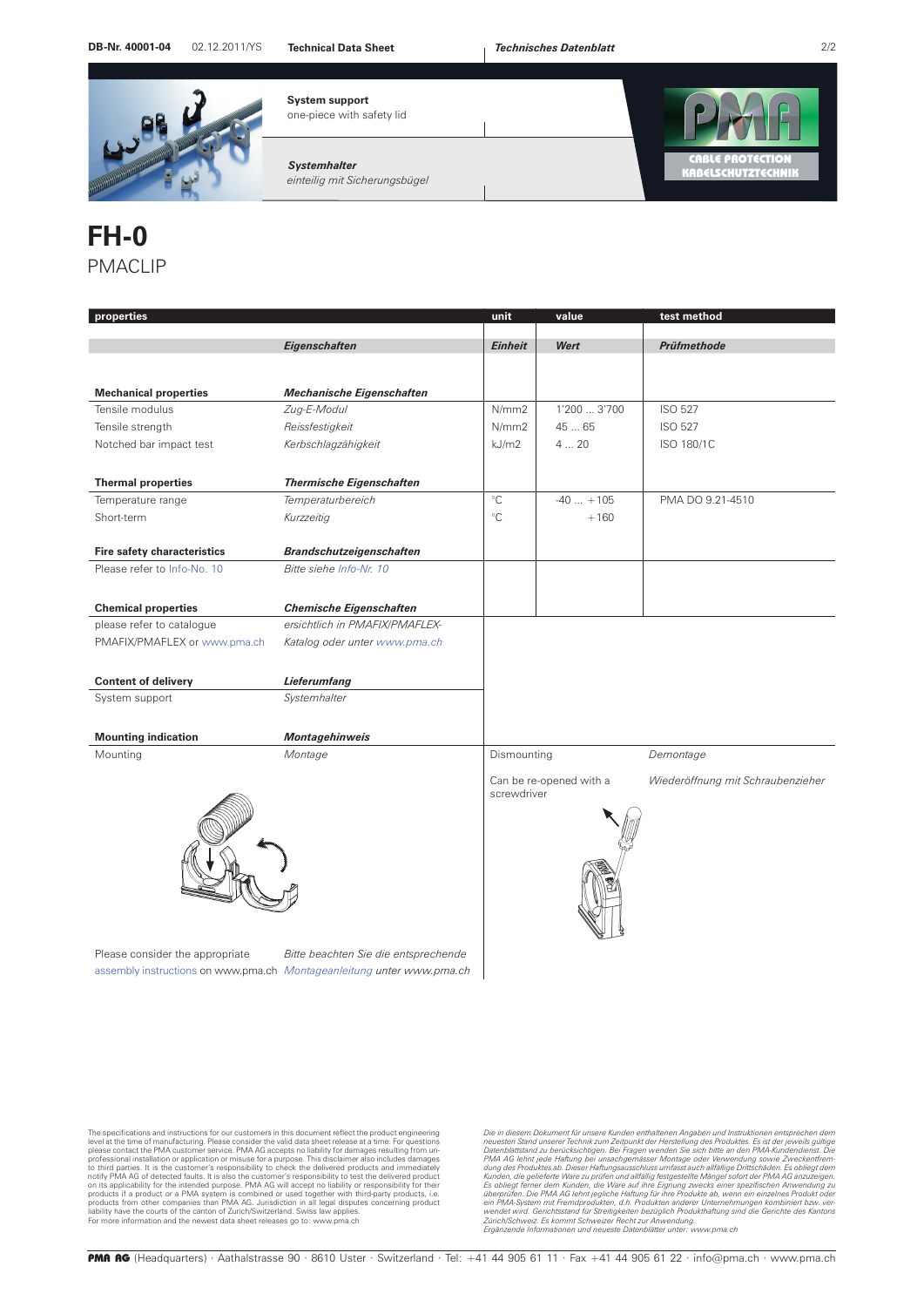System support
one-piece with safety lid

*Systemhalter*
*einteilig mit Sicherungsbügel*

# FH-0

PMACLIP

| properties | | unit | value | test method |
|---|---|---|---|---|
| | ***Eigenschaften*** | ***Einheit*** | ***Wert*** | ***Prüfmethode*** |
| **Mechanical properties** | ***Mechanische Eigenschaften*** | | | |
| Tensile modulus | *Zug-E-Modul* | N/mm2 | 1'200 ... 3'700 | ISO 527 |
| Tensile strength | *Reissfestigkeit* | N/mm2 | 45 ... 65 | ISO 527 |
| Notched bar impact test | *Kerbschlagzähigkeit* | kJ/m2 | 4 ... 20 | ISO 180/1C |
| **Thermal properties** | ***Thermische Eigenschaften*** | | | |
| Temperature range | *Temperaturbereich* | °C | -40 ... +105 | PMA DO 9.21-4510 |
| Short-term | *Kurzzeitig* | °C | +160 | |
| **Fire safety characteristics** | ***Brandschutzeigenschaften*** | | | |
| Please refer to Info-No. 10 | *Bitte siehe Info-Nr. 10* | | | |
| **Chemical properties** | ***Chemische Eigenschaften*** | | | |
| please refer to catalogue PMAFIX/PMAFLEX or www.pma.ch | *ersichtlich in PMAFIX/PMAFLEX-Katalog oder unter www.pma.ch* | | | |
| **Content of delivery** | ***Lieferumfang*** | | | |
| System support | *Systemhalter* | | | |

| **Mounting indication** | ***Montagehinweis*** | | |
|---|---|---|---|
| Mounting | *Montage* | Dismounting | *Demontage* |
| | | Can be re-opened with a screwdriver | *Wiederöffnung mit Schraubenzieher* |

Please consider the appropriate assembly instructions on www.pma.ch

*Bitte beachten Sie die entsprechende Montageanleitung unter www.pma.ch*

The specifications and instructions for our customers in this document reflect the product engineering level at the time of manufacturing. Please consider the valid data sheet release at a time. For questions please contact the PMA customer service. PMA AG accepts no liability for damages resulting from unprofessional installation or application or misuse for a purpose. This disclaimer also includes damages to third parties. It is the customer's responsibility to check the delivered products and immediately notify PMA AG of detected faults. It is also the customer's responsibility to test the delivered product on its applicability for the intended purpose. PMA AG will accept no liability or responsibility for their products if a product or a PMA system is combined or used together with third-party products, i.e. products from other companies than PMA AG. Jurisdiction in all legal disputes concerning product liability have the courts of the canton of Zurich/Switzerland. Swiss law applies.
For more information and the newest data sheet releases go to: www.pma.ch

*Die in diesem Dokument für unsere Kunden enthaltenen Angaben und Instruktionen entsprechen dem neuesten Stand unserer Technik zum Zeitpunkt der Herstellung des Produktes. Es ist der jeweils gültige Datenblattstand zu berücksichtigen. Bei Fragen wenden Sie sich bitte an den PMA-Kundendienst. Die PMA AG lehnt jede Haftung bei unsachgemässer Montage oder Verwendung sowie Zweckentfremdung des Produktes ab. Dieser Haftungsausschluss umfasst auch allfällige Drittschäden. Es obliegt dem Kunden, die gelieferte Ware zu prüfen und allfällig festgestellte Mängel sofort der PMA AG anzuzeigen. Es obliegt ferner dem Kunden, die Ware auf ihre Eignung zwecks einer spezifischen Anwendung zu überprüfen. Die PMA AG lehnt jegliche Haftung für ihre Produkte ab, wenn ein einzelnes Produkt oder ein PMA-System mit Fremdprodukten, d.h. Produkten anderer Unternehmungen kombiniert bzw. verwendet wird. Gerichtsstand für Streitigkeiten bezüglich Produkthaftung sind die Gerichte des Kantons Zürich/Schweiz. Es kommt Schweizer Recht zur Anwendung.*
*Ergänzende Informationen und neueste Datenblätter unter: www.pma.ch*

**PMA AG** (Headquarters) · Aathalstrasse 90 · 8610 Uster · Switzerland · Tel: +41 44 905 61 11 · Fax +41 44 905 61 22 · info@pma.ch · www.pma.ch